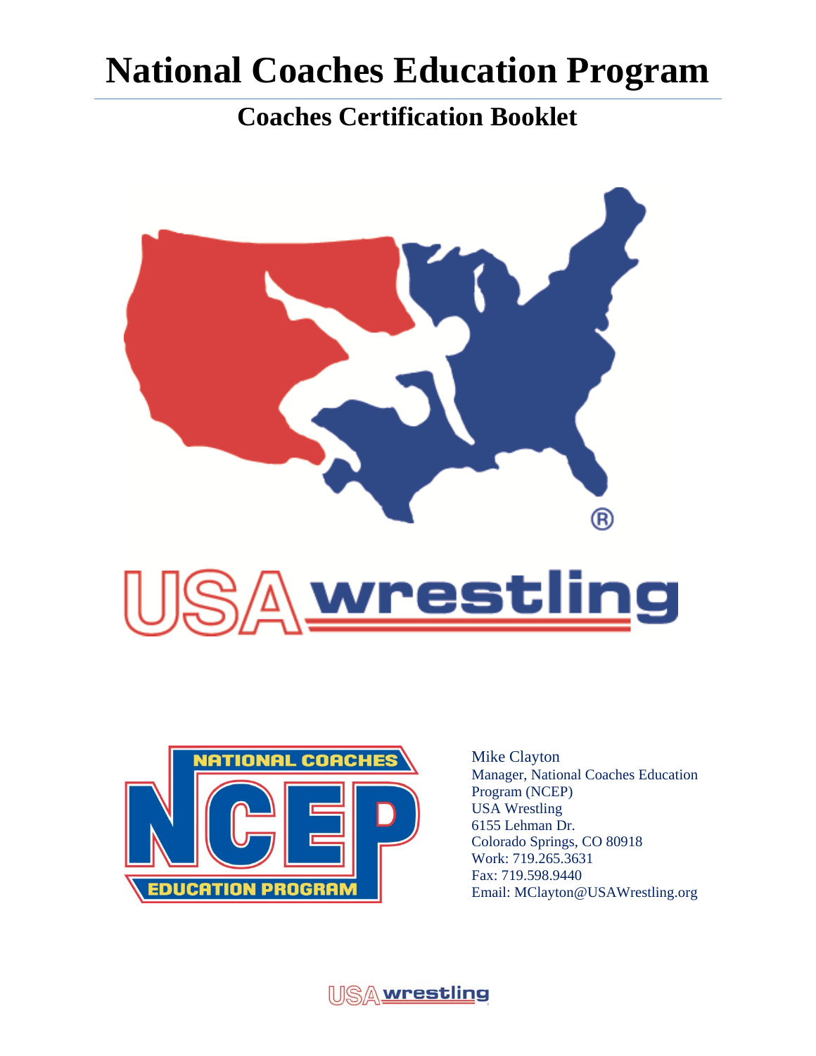# National Coaches Education Program

## Coaches Certification Booklet

Mike Clayton
Manager, National Coaches Education Program (NCEP)
USA Wrestling
6155 Lehman Dr.
Colorado Springs, CO 80918
Work: 719.265.3631
Fax: 719.598.9440
Email: MClayton@USAWrestling.org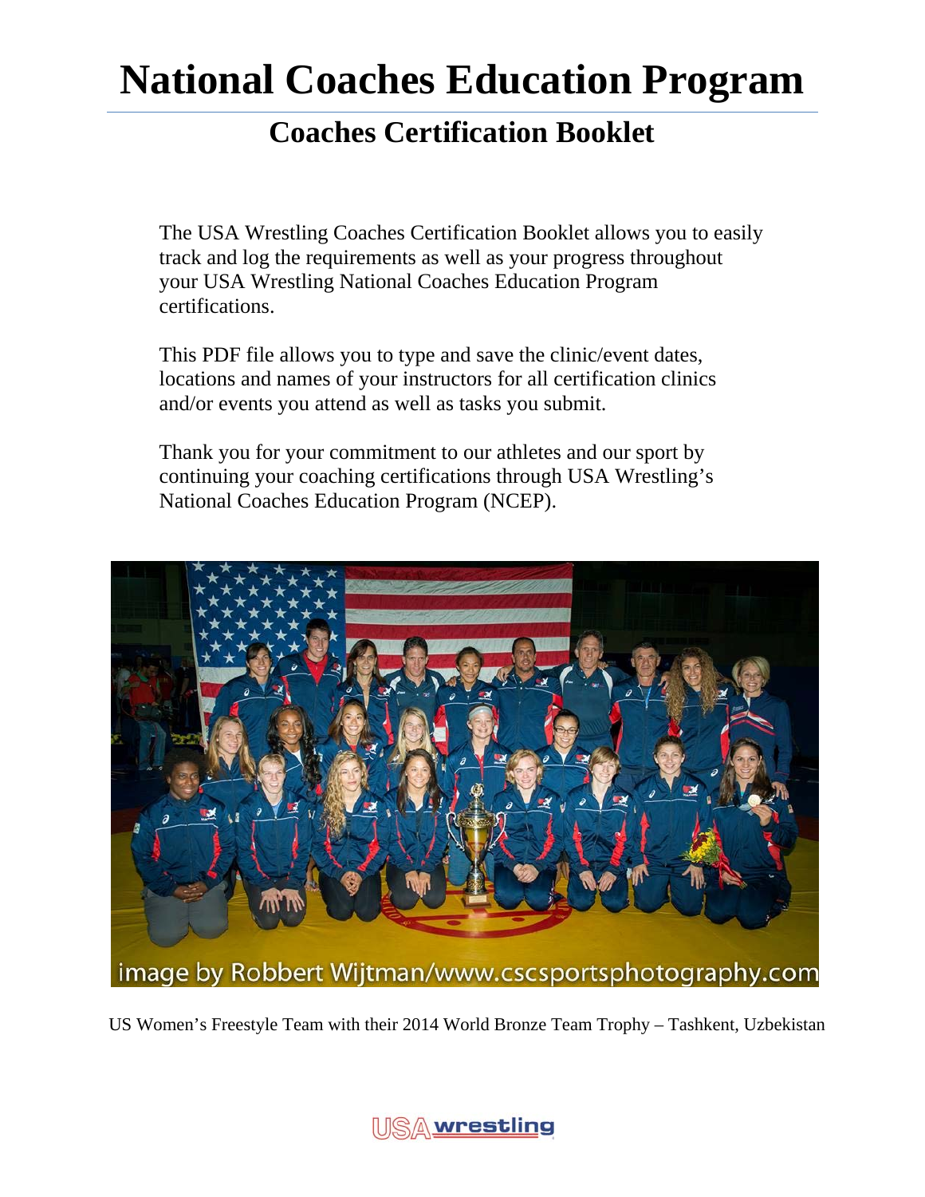# National Coaches Education Program

## Coaches Certification Booklet

The USA Wrestling Coaches Certification Booklet allows you to easily track and log the requirements as well as your progress throughout your USA Wrestling National Coaches Education Program certifications.

This PDF file allows you to type and save the clinic/event dates, locations and names of your instructors for all certification clinics and/or events you attend as well as tasks you submit.

Thank you for your commitment to our athletes and our sport by continuing your coaching certifications through USA Wrestling's National Coaches Education Program (NCEP).

image by Robbert Wijtman/www.cscsportsphotography.com

US Women's Freestyle Team with their 2014 World Bronze Team Trophy – Tashkent, Uzbekistan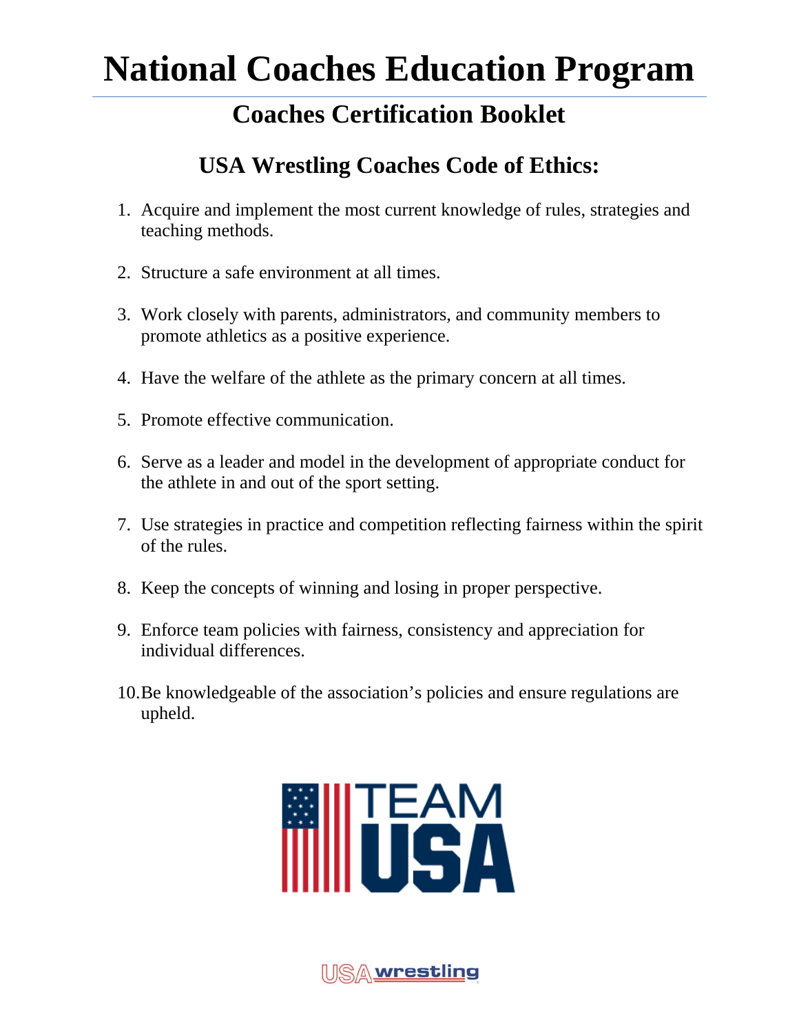# National Coaches Education Program

## Coaches Certification Booklet

### USA Wrestling Coaches Code of Ethics:

1. Acquire and implement the most current knowledge of rules, strategies and teaching methods.
2. Structure a safe environment at all times.
3. Work closely with parents, administrators, and community members to promote athletics as a positive experience.
4. Have the welfare of the athlete as the primary concern at all times.
5. Promote effective communication.
6. Serve as a leader and model in the development of appropriate conduct for the athlete in and out of the sport setting.
7. Use strategies in practice and competition reflecting fairness within the spirit of the rules.
8. Keep the concepts of winning and losing in proper perspective.
9. Enforce team policies with fairness, consistency and appreciation for individual differences.
10. Be knowledgeable of the association's policies and ensure regulations are upheld.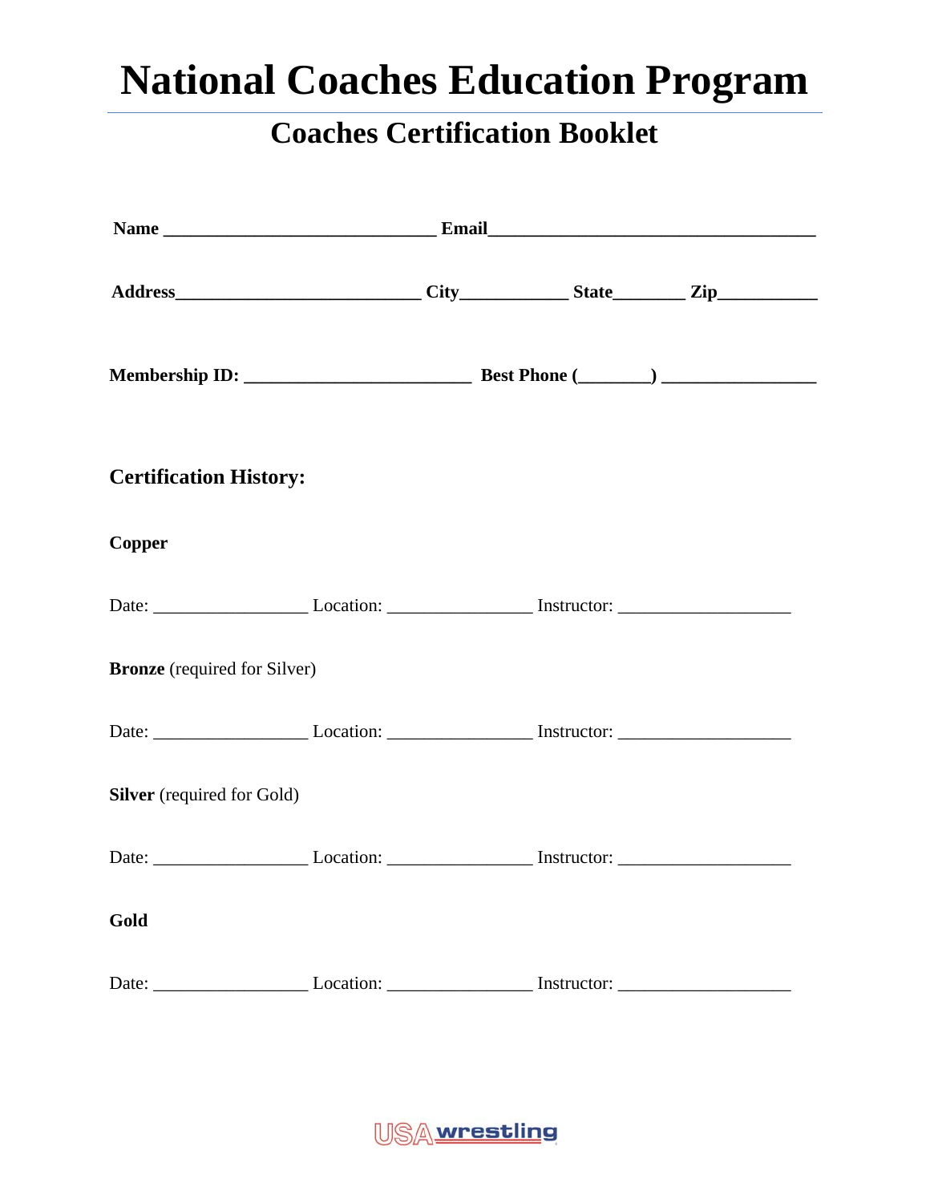# National Coaches Education Program

## Coaches Certification Booklet

**Name ______________________________ Email____________________________________**

**Address___________________________ City____________ State________ Zip___________**

**Membership ID: _________________________ Best Phone (________) _________________**

### Certification History:

**Copper**

Date: _________________ Location: ________________ Instructor: ___________________

**Bronze** (required for Silver)

Date: _________________ Location: ________________ Instructor: ___________________

**Silver** (required for Gold)

Date: _________________ Location: ________________ Instructor: ___________________

**Gold**

Date: _________________ Location: ________________ Instructor: ___________________

USA wrestling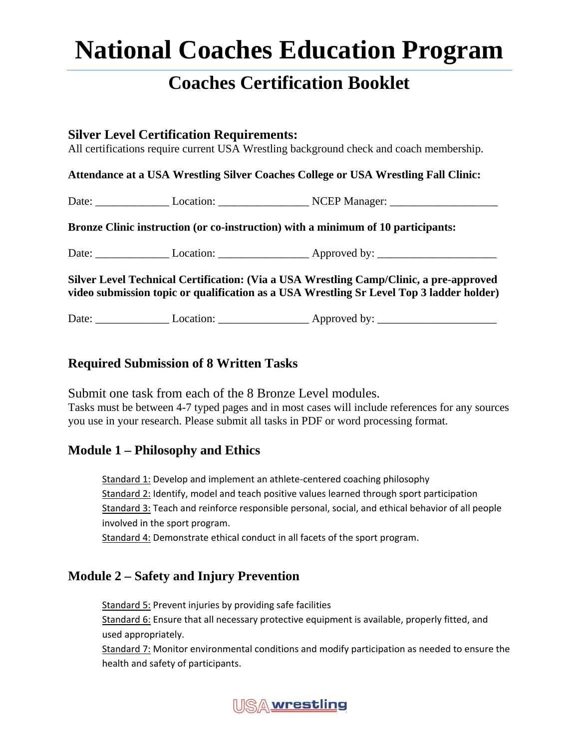# National Coaches Education Program

## Coaches Certification Booklet

### Silver Level Certification Requirements:

All certifications require current USA Wrestling background check and coach membership.

**Attendance at a USA Wrestling Silver Coaches College or USA Wrestling Fall Clinic:**

Date: _____________ Location: ________________ NCEP Manager: ___________________

**Bronze Clinic instruction (or co-instruction) with a minimum of 10 participants:**

Date: _____________ Location: ________________ Approved by: _____________________

**Silver Level Technical Certification: (Via a USA Wrestling Camp/Clinic, a pre-approved video submission topic or qualification as a USA Wrestling Sr Level Top 3 ladder holder)**

Date: _____________ Location: ________________ Approved by: _____________________

### Required Submission of 8 Written Tasks

Submit one task from each of the 8 Bronze Level modules.

Tasks must be between 4-7 typed pages and in most cases will include references for any sources you use in your research. Please submit all tasks in PDF or word processing format.

### Module 1 – Philosophy and Ethics

Standard 1: Develop and implement an athlete-centered coaching philosophy

Standard 2: Identify, model and teach positive values learned through sport participation

Standard 3: Teach and reinforce responsible personal, social, and ethical behavior of all people involved in the sport program.

Standard 4: Demonstrate ethical conduct in all facets of the sport program.

### Module 2 – Safety and Injury Prevention

Standard 5: Prevent injuries by providing safe facilities

Standard 6: Ensure that all necessary protective equipment is available, properly fitted, and used appropriately.

Standard 7: Monitor environmental conditions and modify participation as needed to ensure the health and safety of participants.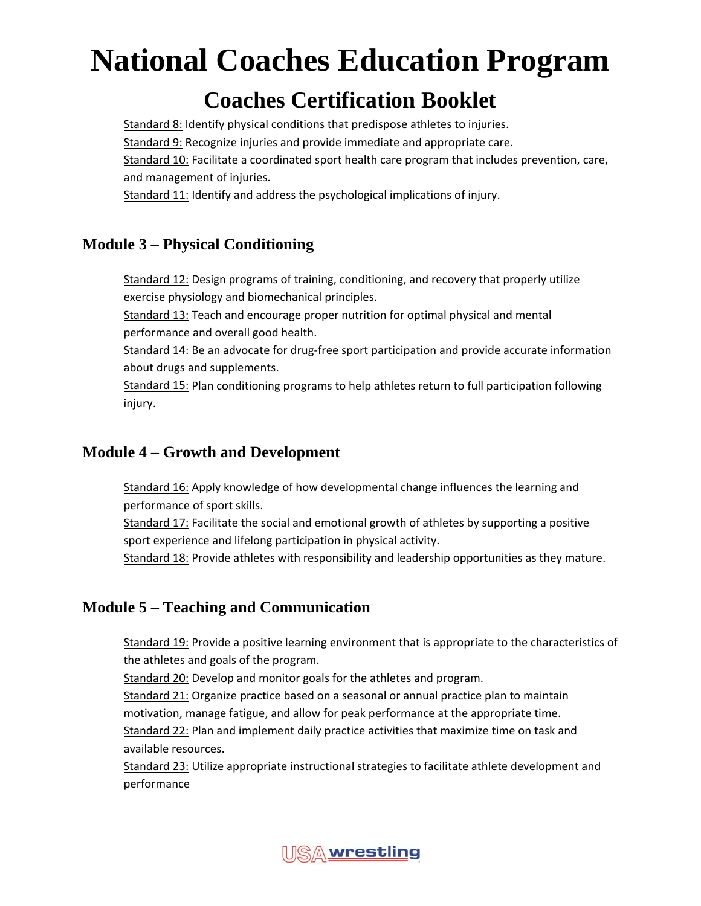Standard 8: Identify physical conditions that predispose athletes to injuries.
Standard 9: Recognize injuries and provide immediate and appropriate care.
Standard 10: Facilitate a coordinated sport health care program that includes prevention, care, and management of injuries.
Standard 11: Identify and address the psychological implications of injury.

## Module 3 – Physical Conditioning

Standard 12: Design programs of training, conditioning, and recovery that properly utilize exercise physiology and biomechanical principles.
Standard 13: Teach and encourage proper nutrition for optimal physical and mental performance and overall good health.
Standard 14: Be an advocate for drug-free sport participation and provide accurate information about drugs and supplements.
Standard 15: Plan conditioning programs to help athletes return to full participation following injury.

## Module 4 – Growth and Development

Standard 16: Apply knowledge of how developmental change influences the learning and performance of sport skills.
Standard 17: Facilitate the social and emotional growth of athletes by supporting a positive sport experience and lifelong participation in physical activity.
Standard 18: Provide athletes with responsibility and leadership opportunities as they mature.

## Module 5 – Teaching and Communication

Standard 19: Provide a positive learning environment that is appropriate to the characteristics of the athletes and goals of the program.
Standard 20: Develop and monitor goals for the athletes and program.
Standard 21: Organize practice based on a seasonal or annual practice plan to maintain motivation, manage fatigue, and allow for peak performance at the appropriate time.
Standard 22: Plan and implement daily practice activities that maximize time on task and available resources.
Standard 23: Utilize appropriate instructional strategies to facilitate athlete development and performance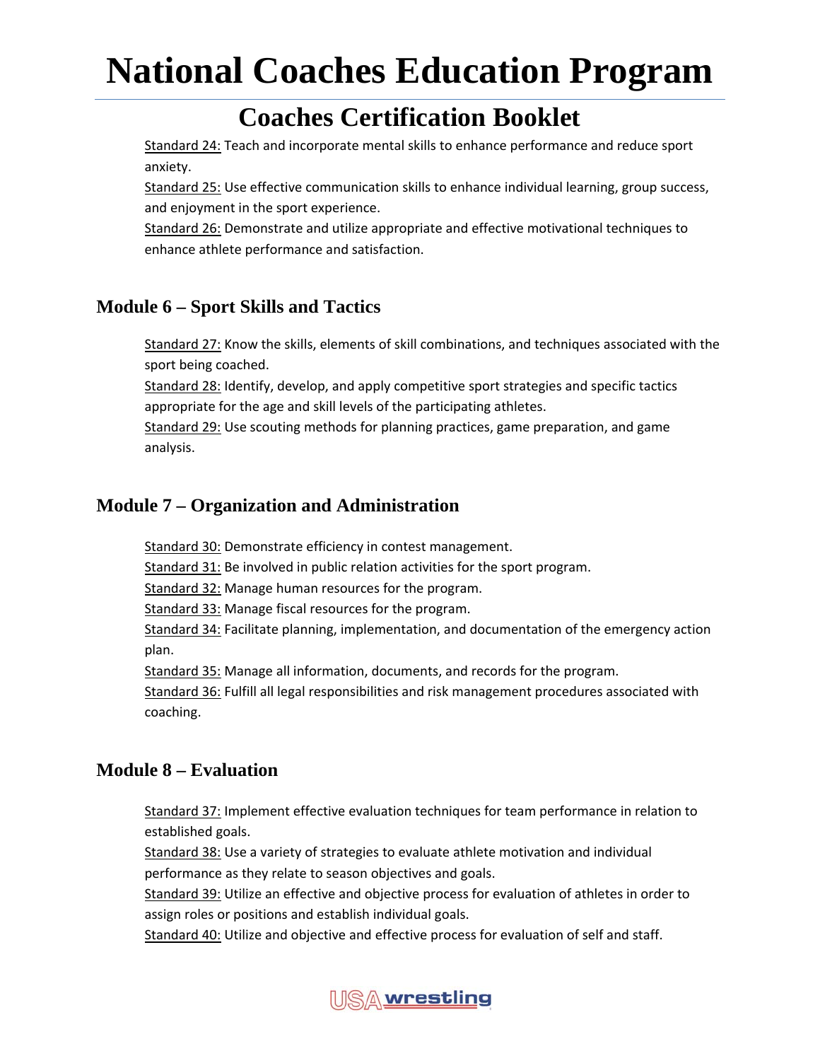Standard 24: Teach and incorporate mental skills to enhance performance and reduce sport anxiety.
Standard 25: Use effective communication skills to enhance individual learning, group success, and enjoyment in the sport experience.
Standard 26: Demonstrate and utilize appropriate and effective motivational techniques to enhance athlete performance and satisfaction.

## Module 6 – Sport Skills and Tactics

Standard 27: Know the skills, elements of skill combinations, and techniques associated with the sport being coached.
Standard 28: Identify, develop, and apply competitive sport strategies and specific tactics appropriate for the age and skill levels of the participating athletes.
Standard 29: Use scouting methods for planning practices, game preparation, and game analysis.

## Module 7 – Organization and Administration

Standard 30: Demonstrate efficiency in contest management.
Standard 31: Be involved in public relation activities for the sport program.
Standard 32: Manage human resources for the program.
Standard 33: Manage fiscal resources for the program.
Standard 34: Facilitate planning, implementation, and documentation of the emergency action plan.
Standard 35: Manage all information, documents, and records for the program.
Standard 36: Fulfill all legal responsibilities and risk management procedures associated with coaching.

## Module 8 – Evaluation

Standard 37: Implement effective evaluation techniques for team performance in relation to established goals.
Standard 38: Use a variety of strategies to evaluate athlete motivation and individual performance as they relate to season objectives and goals.
Standard 39: Utilize an effective and objective process for evaluation of athletes in order to assign roles or positions and establish individual goals.
Standard 40: Utilize and objective and effective process for evaluation of self and staff.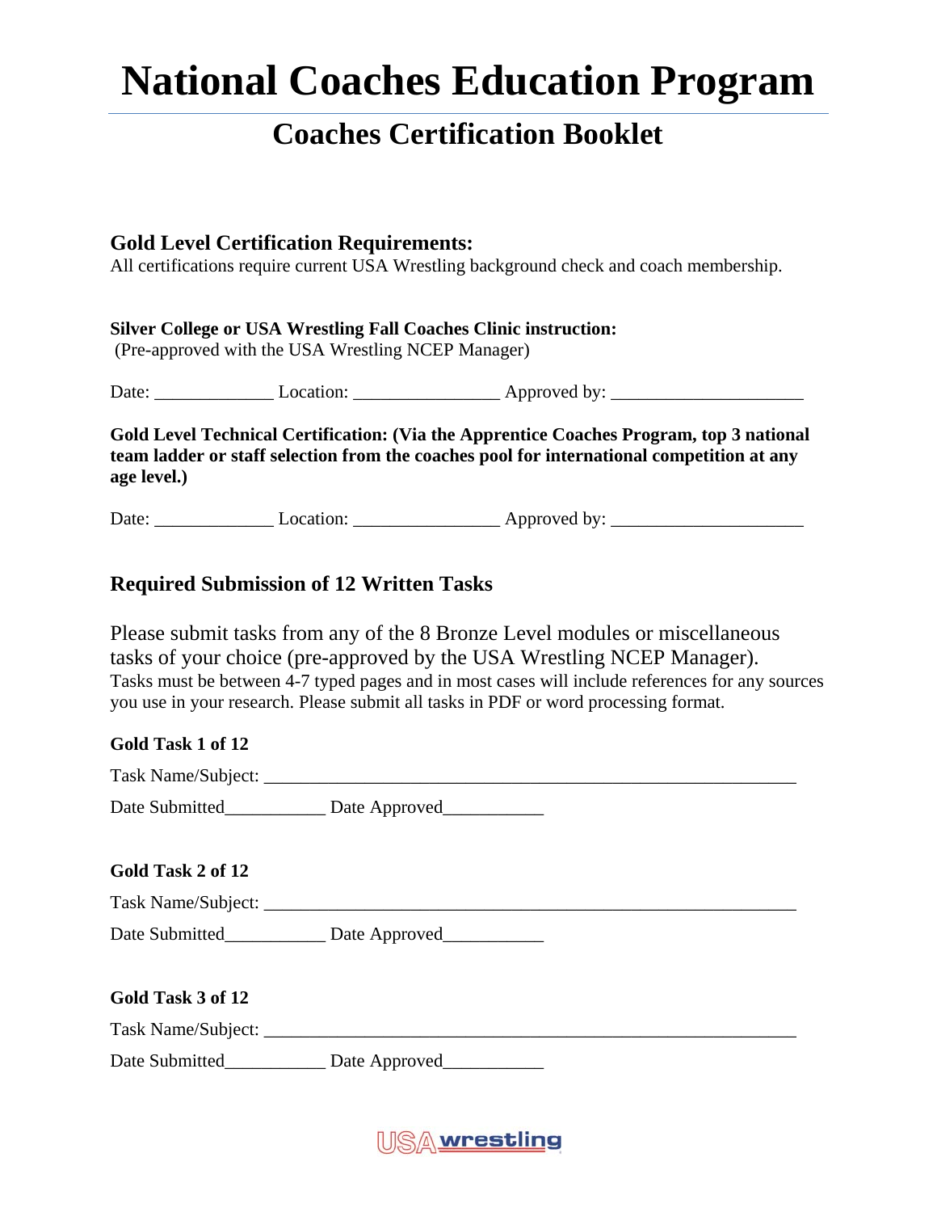# National Coaches Education Program

## Coaches Certification Booklet

### Gold Level Certification Requirements:

All certifications require current USA Wrestling background check and coach membership.

**Silver College or USA Wrestling Fall Coaches Clinic instruction:**
(Pre-approved with the USA Wrestling NCEP Manager)

Date: _____________ Location: ________________ Approved by: _____________________

**Gold Level Technical Certification: (Via the Apprentice Coaches Program, top 3 national team ladder or staff selection from the coaches pool for international competition at any age level.)**

Date: _____________ Location: ________________ Approved by: _____________________

### Required Submission of 12 Written Tasks

Please submit tasks from any of the 8 Bronze Level modules or miscellaneous tasks of your choice (pre-approved by the USA Wrestling NCEP Manager).
Tasks must be between 4-7 typed pages and in most cases will include references for any sources you use in your research. Please submit all tasks in PDF or word processing format.

**Gold Task 1 of 12**

Task Name/Subject: ___________________________________________________________

Date Submitted___________ Date Approved___________

**Gold Task 2 of 12**

Task Name/Subject: ___________________________________________________________

Date Submitted___________ Date Approved___________

**Gold Task 3 of 12**

Task Name/Subject: ___________________________________________________________

Date Submitted___________ Date Approved___________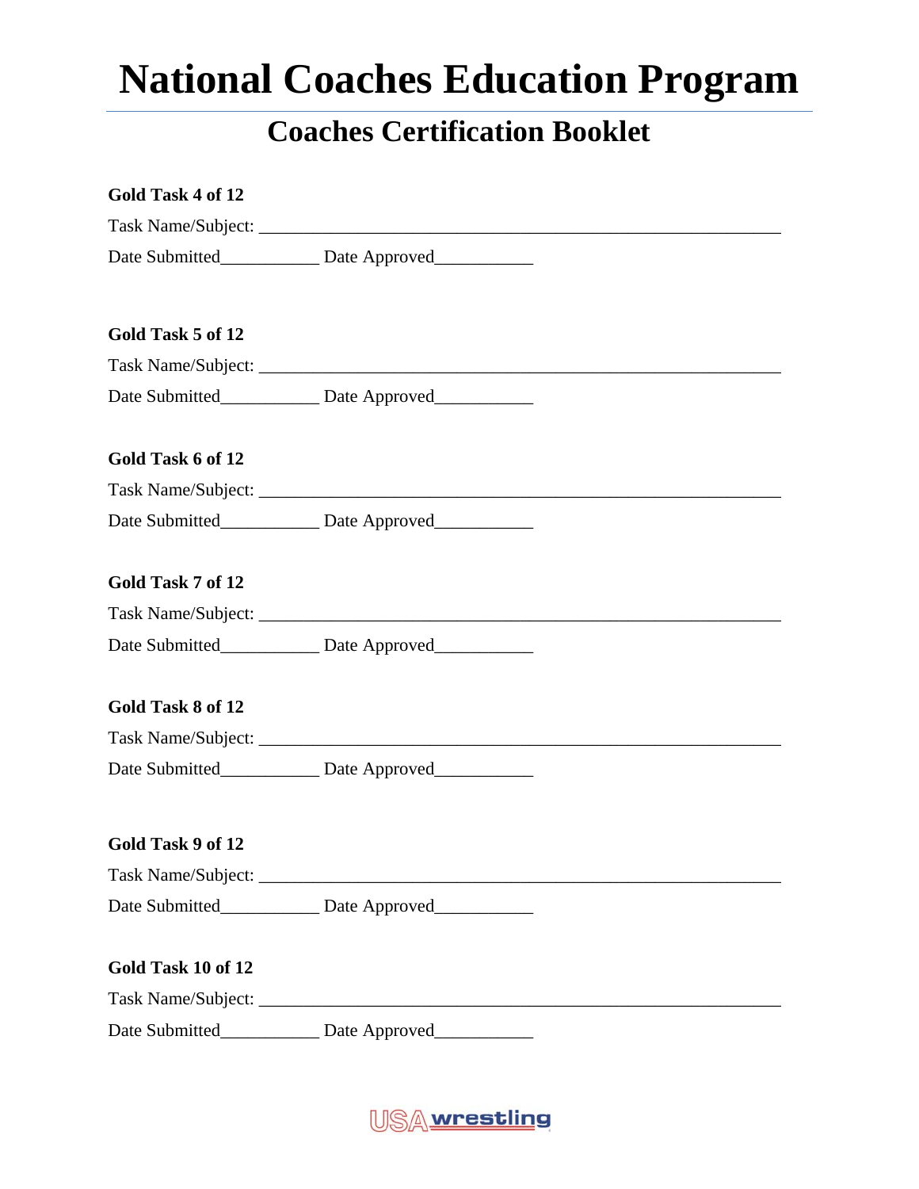# National Coaches Education Program

## Coaches Certification Booklet

**Gold Task 4 of 12**

Task Name/Subject: ____________________________________________________________

Date Submitted___________ Date Approved___________

**Gold Task 5 of 12**

Task Name/Subject: ____________________________________________________________

Date Submitted___________ Date Approved___________

**Gold Task 6 of 12**

Task Name/Subject: ____________________________________________________________

Date Submitted___________ Date Approved___________

**Gold Task 7 of 12**

Task Name/Subject: ____________________________________________________________

Date Submitted___________ Date Approved___________

**Gold Task 8 of 12**

Task Name/Subject: ____________________________________________________________

Date Submitted___________ Date Approved___________

**Gold Task 9 of 12**

Task Name/Subject: ____________________________________________________________

Date Submitted___________ Date Approved___________

**Gold Task 10 of 12**

Task Name/Subject: ____________________________________________________________

Date Submitted___________ Date Approved___________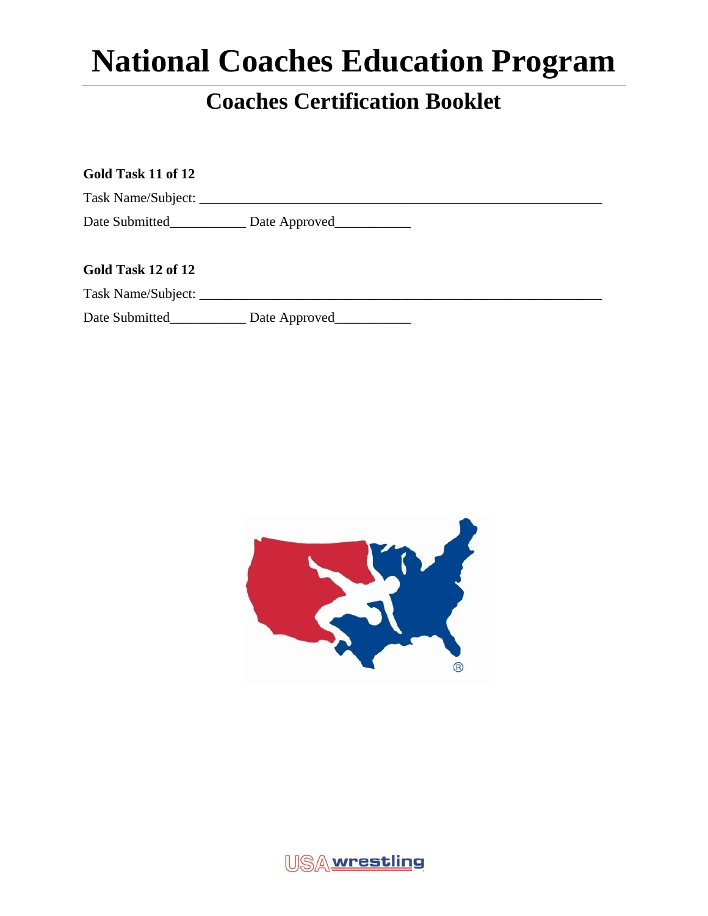# National Coaches Education Program

## Coaches Certification Booklet

**Gold Task 11 of 12**

Task Name/Subject: ____________________________________________________________

Date Submitted___________ Date Approved___________

**Gold Task 12 of 12**

Task Name/Subject: ____________________________________________________________

Date Submitted___________ Date Approved___________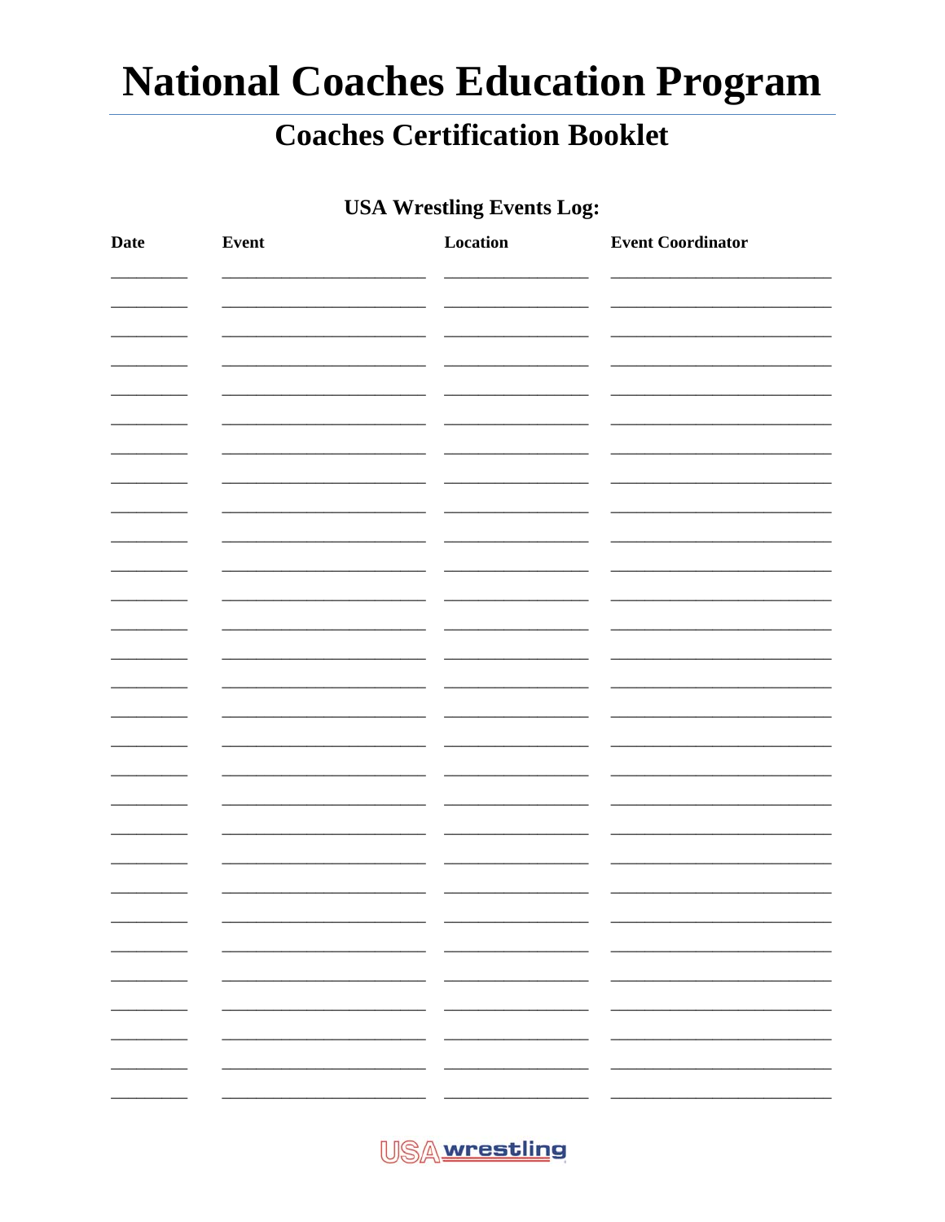# National Coaches Education Program

## Coaches Certification Booklet

### USA Wrestling Events Log:

| Date | Event | Location | Event Coordinator |
|---|---|---|---|
| | | | |
| | | | |
| | | | |
| | | | |
| | | | |
| | | | |
| | | | |
| | | | |
| | | | |
| | | | |
| | | | |
| | | | |
| | | | |
| | | | |
| | | | |
| | | | |
| | | | |
| | | | |
| | | | |
| | | | |
| | | | |
| | | | |
| | | | |
| | | | |
| | | | |
| | | | |
| | | | |
| | | | |
| | | | |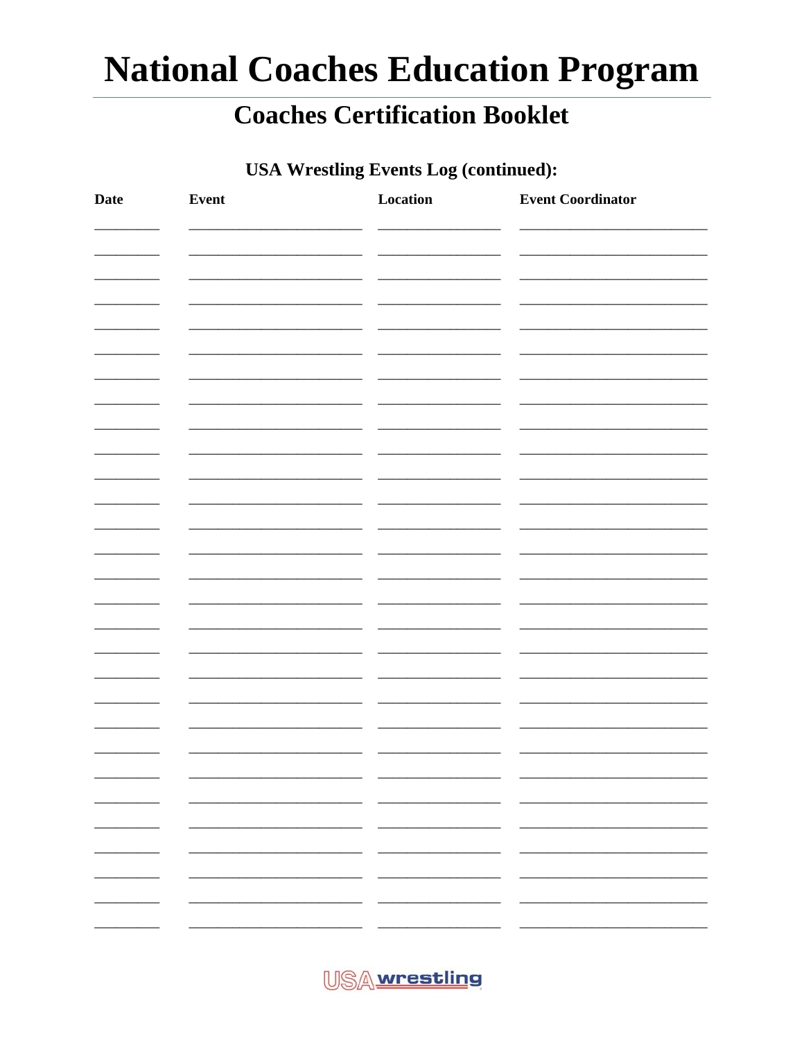# National Coaches Education Program

## Coaches Certification Booklet

### USA Wrestling Events Log (continued):

| Date | Event | Location | Event Coordinator |
|---|---|---|---|
| | | | |
| | | | |
| | | | |
| | | | |
| | | | |
| | | | |
| | | | |
| | | | |
| | | | |
| | | | |
| | | | |
| | | | |
| | | | |
| | | | |
| | | | |
| | | | |
| | | | |
| | | | |
| | | | |
| | | | |
| | | | |
| | | | |
| | | | |
| | | | |
| | | | |
| | | | |
| | | | |
| | | | |
| | | | |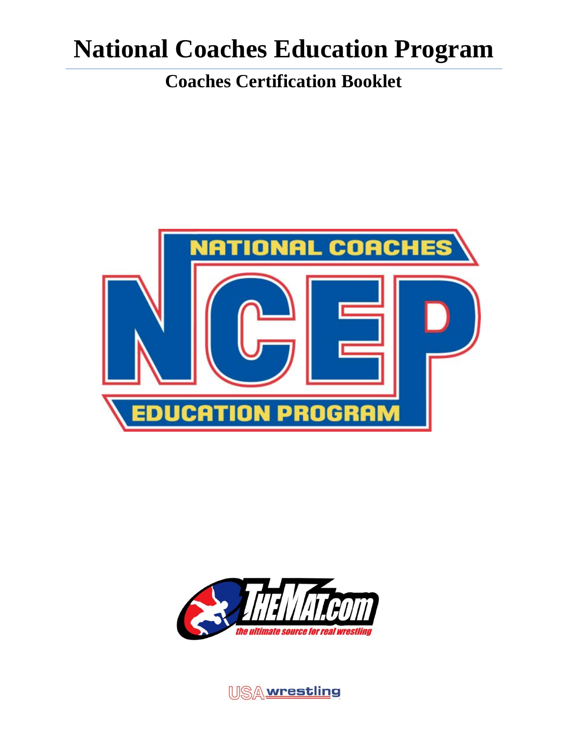# National Coaches Education Program

## Coaches Certification Booklet